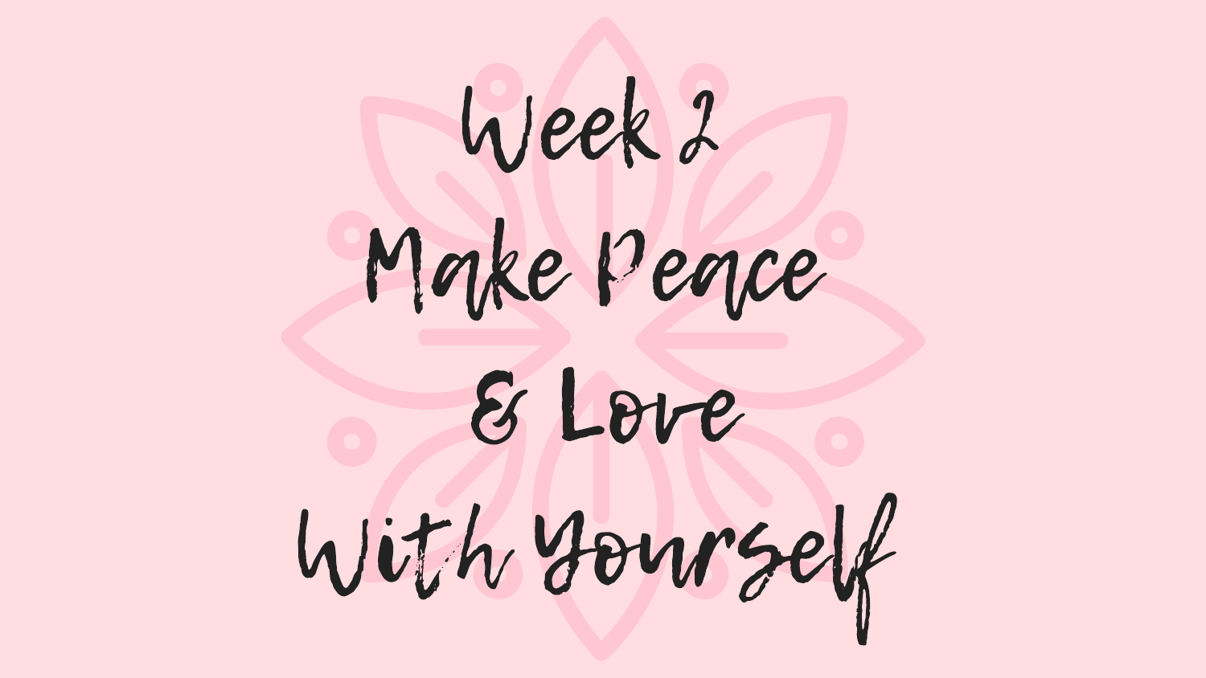# Week 2
# Make Peace & Love With Yourself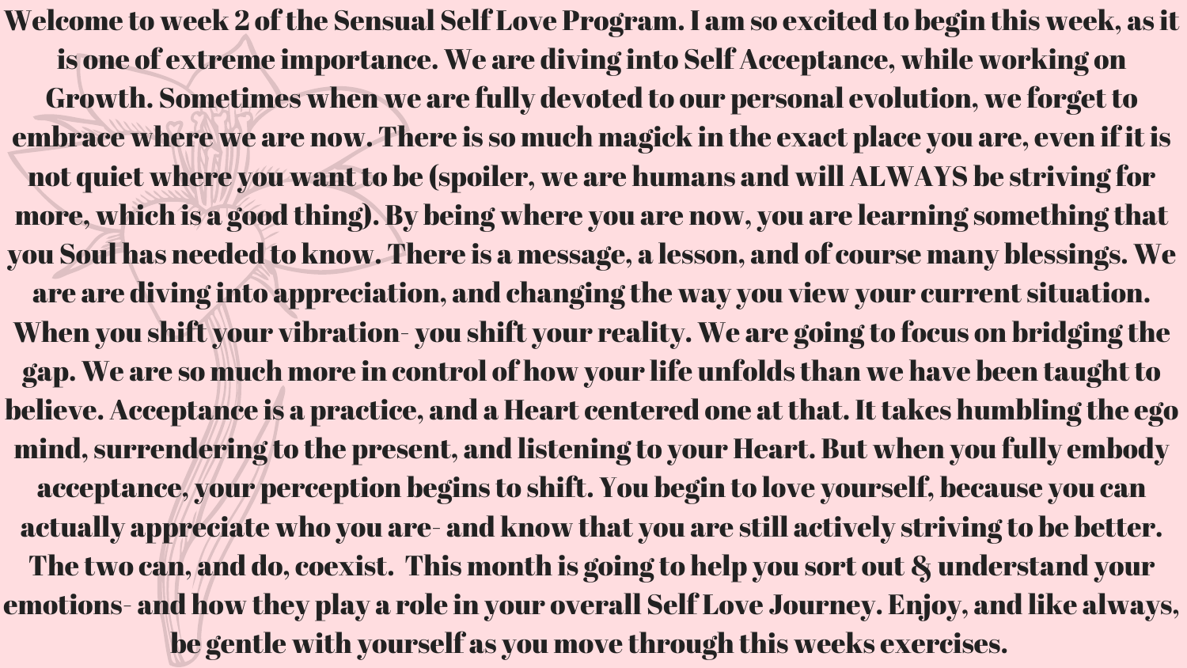Welcome to week 2 of the Sensual Self Love Program. I am so excited to begin this week, as it is one of extreme importance. We are diving into Self Acceptance, while working on Growth. Sometimes when we are fully devoted to our personal evolution, we forget to embrace where we are now. There is so much magick in the exact place you are, even if it is not quiet where you want to be (spoiler, we are humans and will ALWAYS be striving for more, which is a good thing). By being where you are now, you are learning something that you Soul has needed to know. There is a message, a lesson, and of course many blessings. We are are diving into appreciation, and changing the way you view your current situation. When you shift your vibration- you shift your reality. We are going to focus on bridging the gap. We are so much more in control of how your life unfolds than we have been taught to believe. Acceptance is a practice, and a Heart centered one at that. It takes humbling the ego mind, surrendering to the present, and listening to your Heart. But when you fully embody acceptance, your perception begins to shift. You begin to love yourself, because you can actually appreciate who you are- and know that you are still actively striving to be better. The two can, and do, coexist. This month is going to help you sort out & understand your emotions- and how they play a role in your overall Self Love Journey. Enjoy, and like always, be gentle with yourself as you move through this weeks exercises.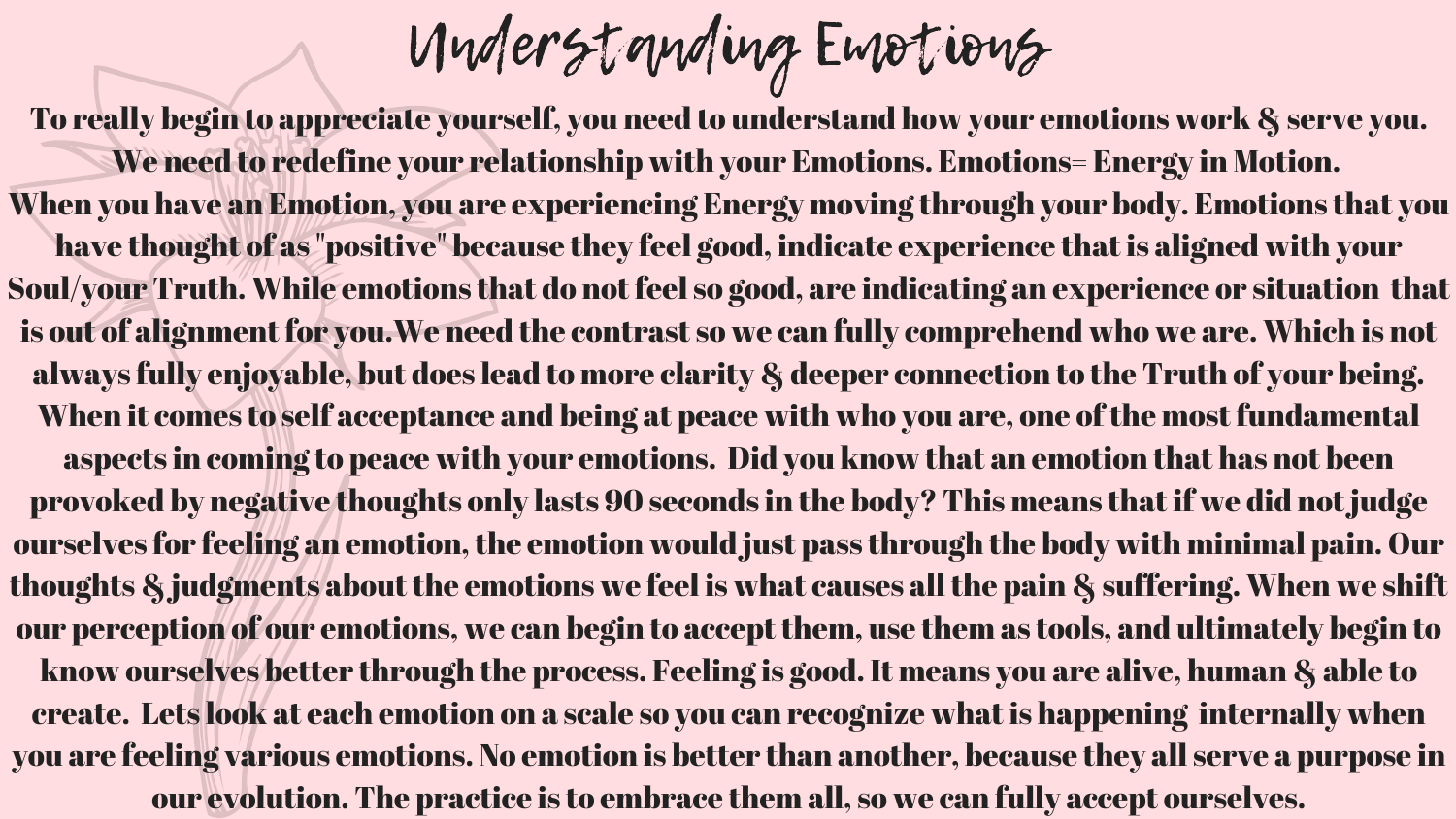# Understanding Emotions

**To really begin to appreciate yourself, you need to understand how your emotions work & serve you. We need to redefine your relationship with your Emotions. Emotions= Energy in Motion. When you have an Emotion, you are experiencing Energy moving through your body. Emotions that you have thought of as "positive" because they feel good, indicate experience that is aligned with your Soul/your Truth. While emotions that do not feel so good, are indicating an experience or situation that is out of alignment for you.We need the contrast so we can fully comprehend who we are. Which is not always fully enjoyable, but does lead to more clarity & deeper connection to the Truth of your being. When it comes to self acceptance and being at peace with who you are, one of the most fundamental aspects in coming to peace with your emotions. Did you know that an emotion that has not been provoked by negative thoughts only lasts 90 seconds in the body? This means that if we did not judge ourselves for feeling an emotion, the emotion would just pass through the body with minimal pain. Our thoughts & judgments about the emotions we feel is what causes all the pain & suffering. When we shift our perception of our emotions, we can begin to accept them, use them as tools, and ultimately begin to know ourselves better through the process. Feeling is good. It means you are alive, human & able to create. Lets look at each emotion on a scale so you can recognize what is happening internally when you are feeling various emotions. No emotion is better than another, because they all serve a purpose in our evolution. The practice is to embrace them all, so we can fully accept ourselves.**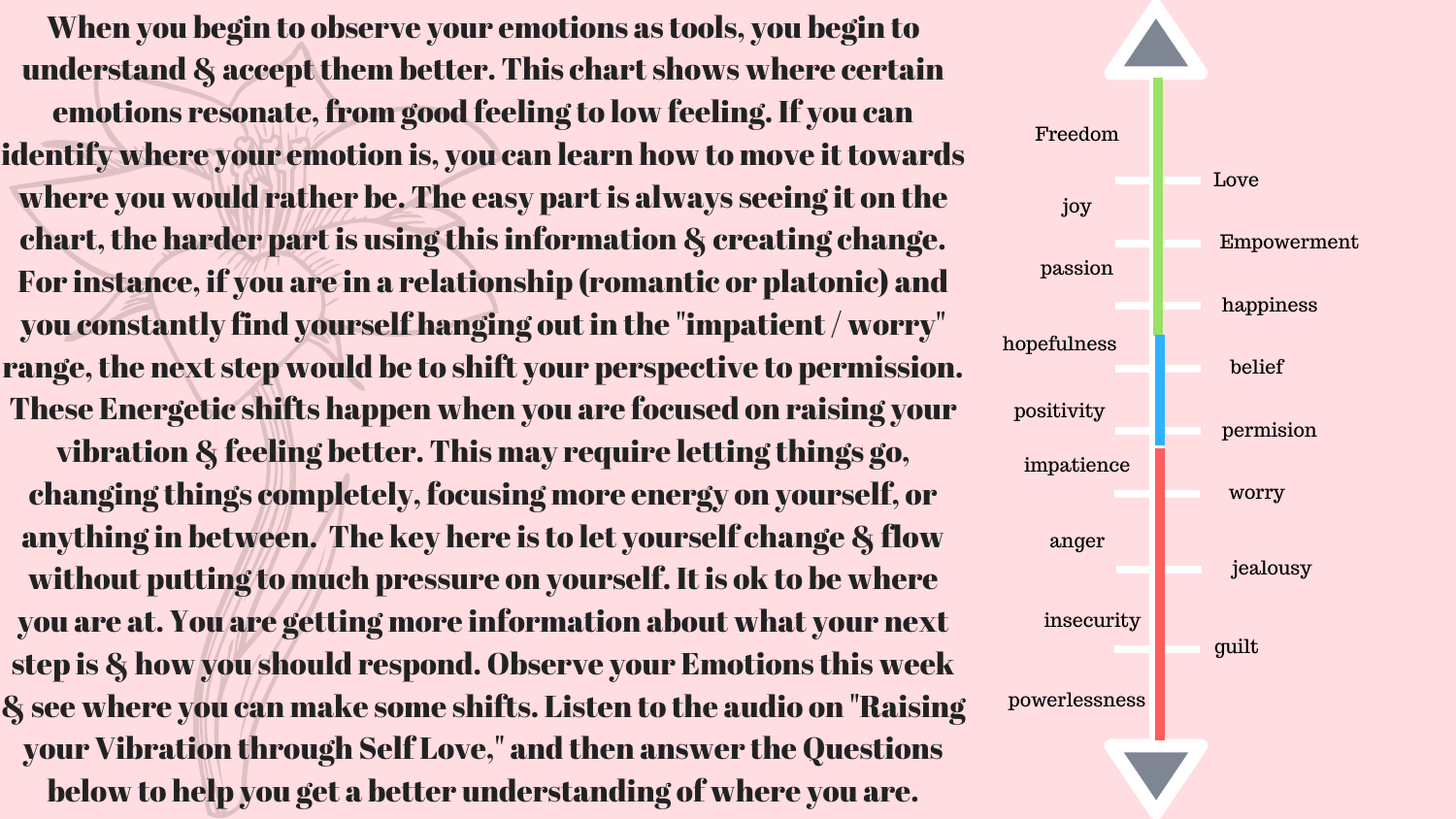When you begin to observe your emotions as tools, you begin to understand & accept them better. This chart shows where certain emotions resonate, from good feeling to low feeling. If you can identify where your emotion is, you can learn how to move it towards where you would rather be. The easy part is always seeing it on the chart, the harder part is using this information & creating change. For instance, if you are in a relationship (romantic or platonic) and you constantly find yourself hanging out in the "impatient / worry" range, the next step would be to shift your perspective to permission. These Energetic shifts happen when you are focused on raising your vibration & feeling better. This may require letting things go, changing things completely, focusing more energy on yourself, or anything in between. The key here is to let yourself change & flow without putting to much pressure on yourself. It is ok to be where you are at. You are getting more information about what your next step is & how you should respond. Observe your Emotions this week & see where you can make some shifts. Listen to the audio on "Raising your Vibration through Self Love," and then answer the Questions below to help you get a better understanding of where you are.

- Freedom
- Love
- joy
- Empowerment
- passion
- happiness
- hopefulness
- belief
- positivity
- permision
- impatience
- worry
- anger
- jealousy
- insecurity
- guilt
- powerlessness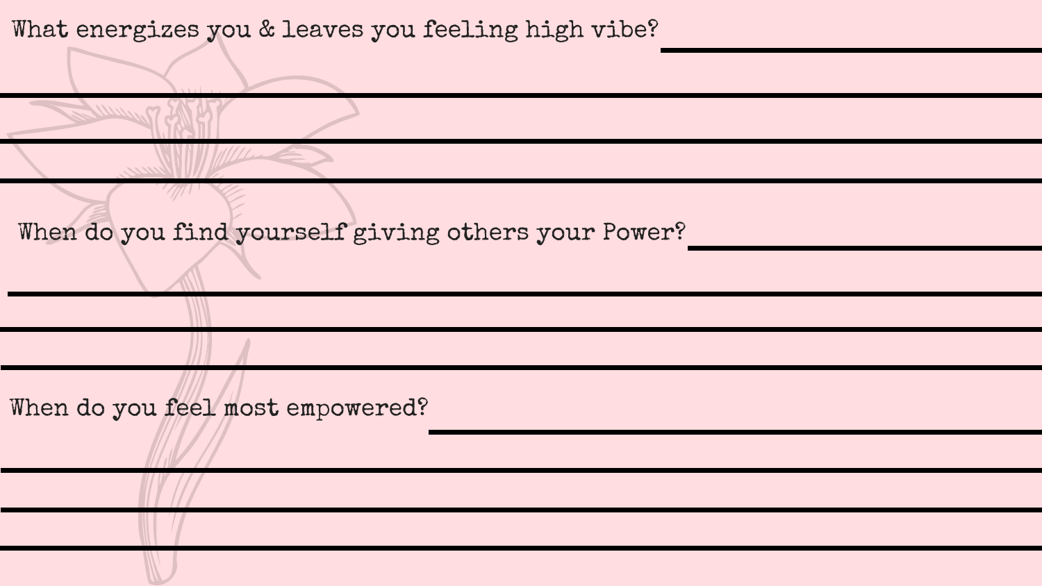What energizes you & leaves you feeling high vibe?

When do you find yourself giving others your Power?

When do you feel most empowered?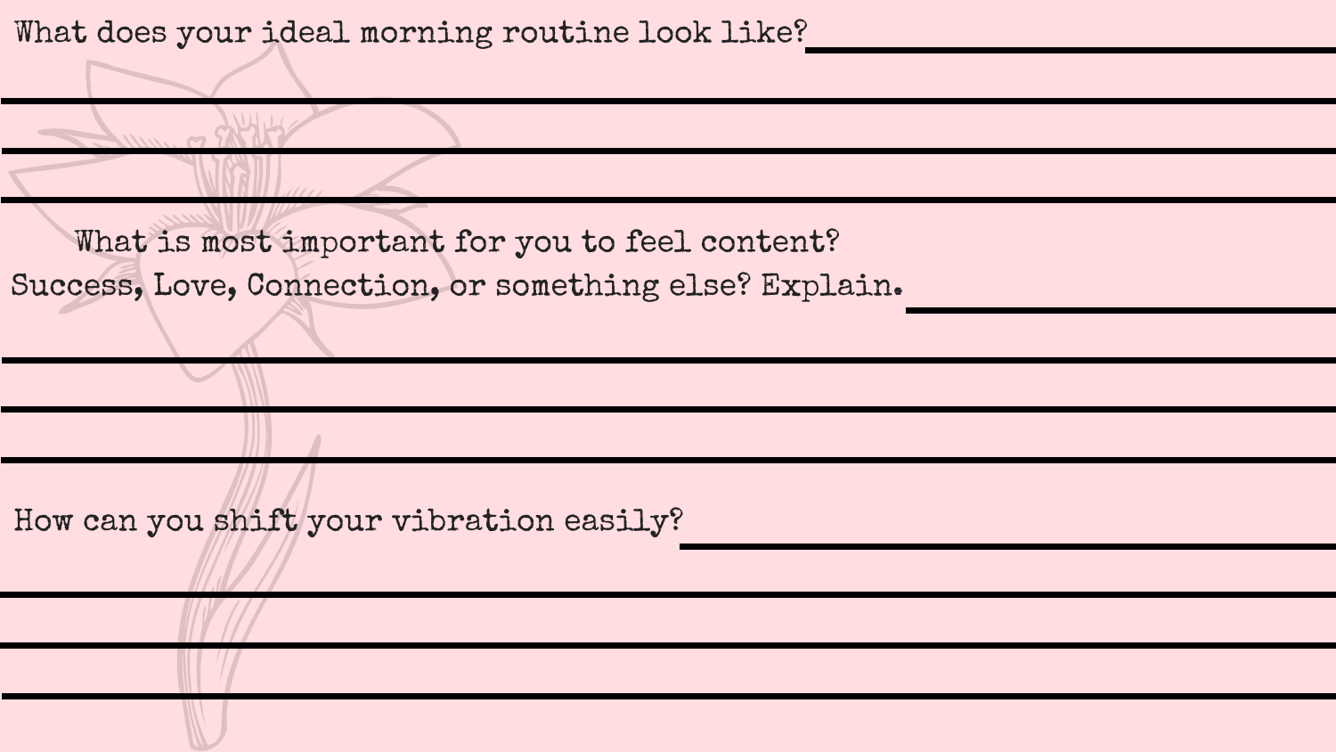What does your ideal morning routine look like?

What is most important for you to feel content?
Success, Love, Connection, or something else? Explain.

How can you shift your vibration easily?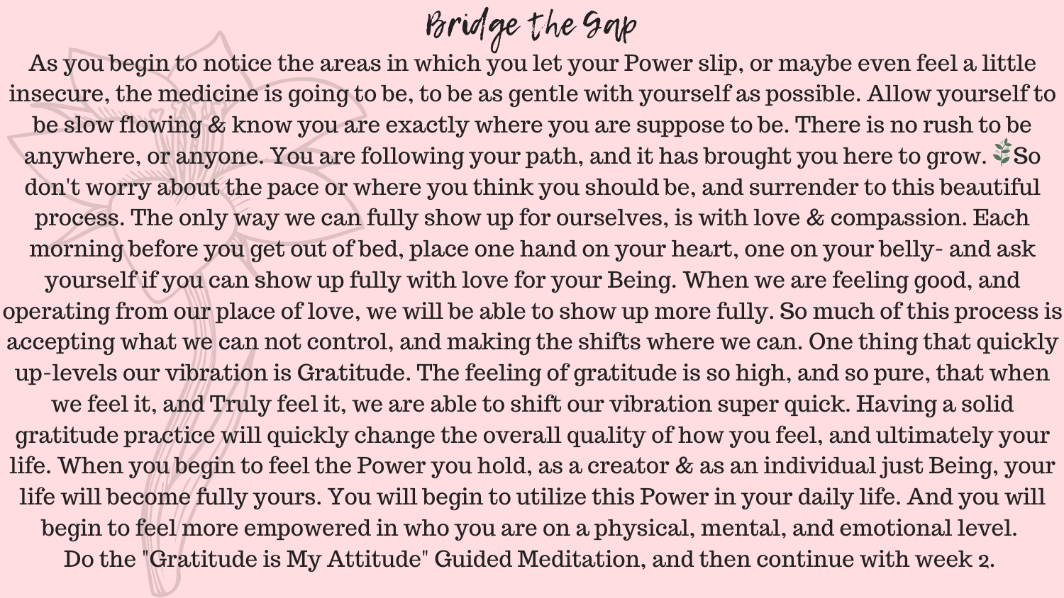# Bridge the Gap

As you begin to notice the areas in which you let your Power slip, or maybe even feel a little insecure, the medicine is going to be, to be as gentle with yourself as possible. Allow yourself to be slow flowing & know you are exactly where you are suppose to be. There is no rush to be anywhere, or anyone. You are following your path, and it has brought you here to grow. 🌿So don't worry about the pace or where you think you should be, and surrender to this beautiful process. The only way we can fully show up for ourselves, is with love & compassion. Each morning before you get out of bed, place one hand on your heart, one on your belly- and ask yourself if you can show up fully with love for your Being. When we are feeling good, and operating from our place of love, we will be able to show up more fully. So much of this process is accepting what we can not control, and making the shifts where we can. One thing that quickly up-levels our vibration is Gratitude. The feeling of gratitude is so high, and so pure, that when we feel it, and Truly feel it, we are able to shift our vibration super quick. Having a solid gratitude practice will quickly change the overall quality of how you feel, and ultimately your life. When you begin to feel the Power you hold, as a creator & as an individual just Being, your life will become fully yours. You will begin to utilize this Power in your daily life. And you will begin to feel more empowered in who you are on a physical, mental, and emotional level.

Do the "Gratitude is My Attitude" Guided Meditation, and then continue with week 2.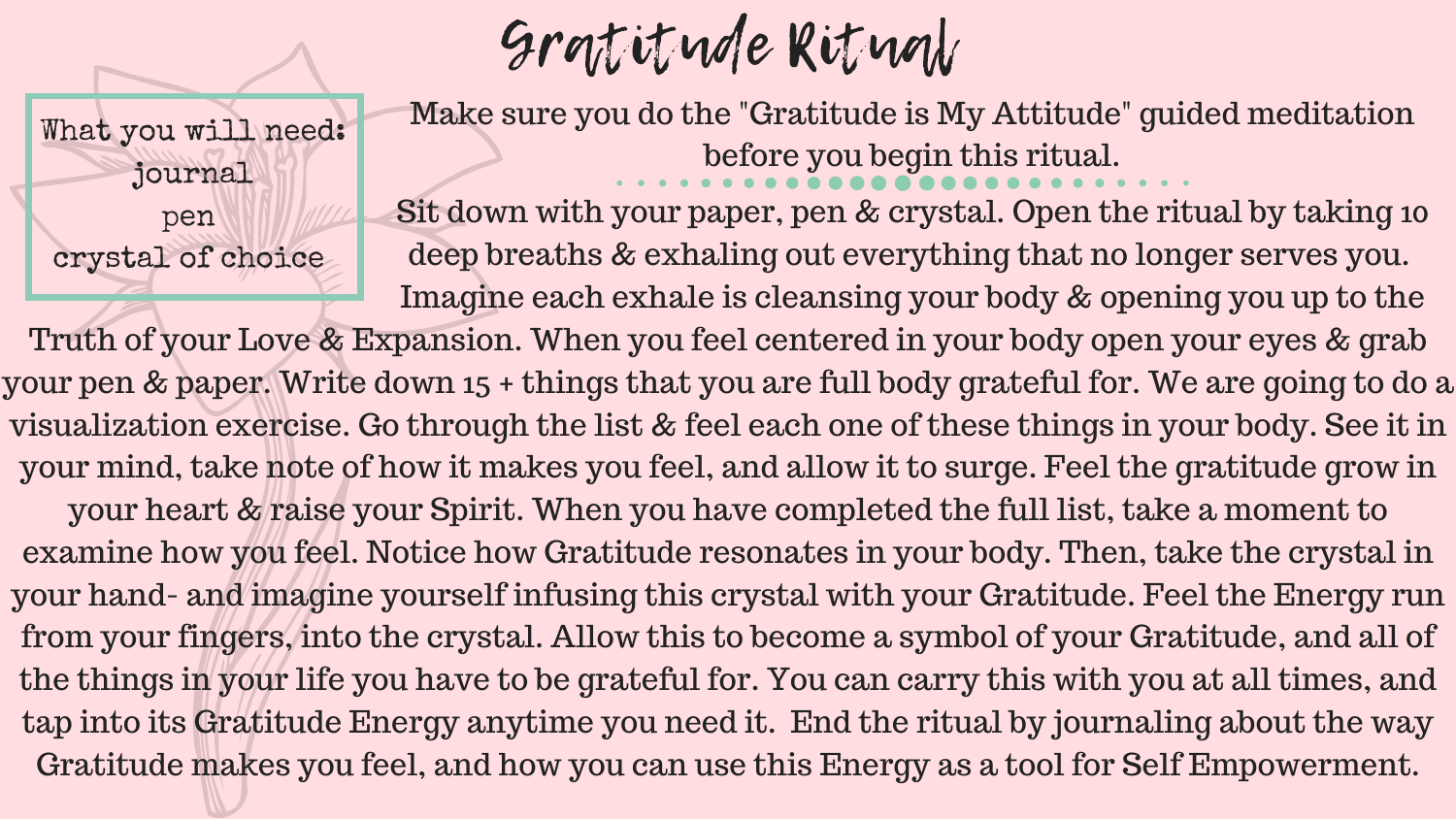# Gratitude Ritual

What you will need:
- journal
- pen
- crystal of choice

Make sure you do the "Gratitude is My Attitude" guided meditation before you begin this ritual.

Sit down with your paper, pen & crystal. Open the ritual by taking 10 deep breaths & exhaling out everything that no longer serves you. Imagine each exhale is cleansing your body & opening you up to the Truth of your Love & Expansion. When you feel centered in your body open your eyes & grab your pen & paper. Write down 15 + things that you are full body grateful for. We are going to do a visualization exercise. Go through the list & feel each one of these things in your body. See it in your mind, take note of how it makes you feel, and allow it to surge. Feel the gratitude grow in your heart & raise your Spirit. When you have completed the full list, take a moment to examine how you feel. Notice how Gratitude resonates in your body. Then, take the crystal in your hand- and imagine yourself infusing this crystal with your Gratitude. Feel the Energy run from your fingers, into the crystal. Allow this to become a symbol of your Gratitude, and all of the things in your life you have to be grateful for. You can carry this with you at all times, and tap into its Gratitude Energy anytime you need it. End the ritual by journaling about the way Gratitude makes you feel, and how you can use this Energy as a tool for Self Empowerment.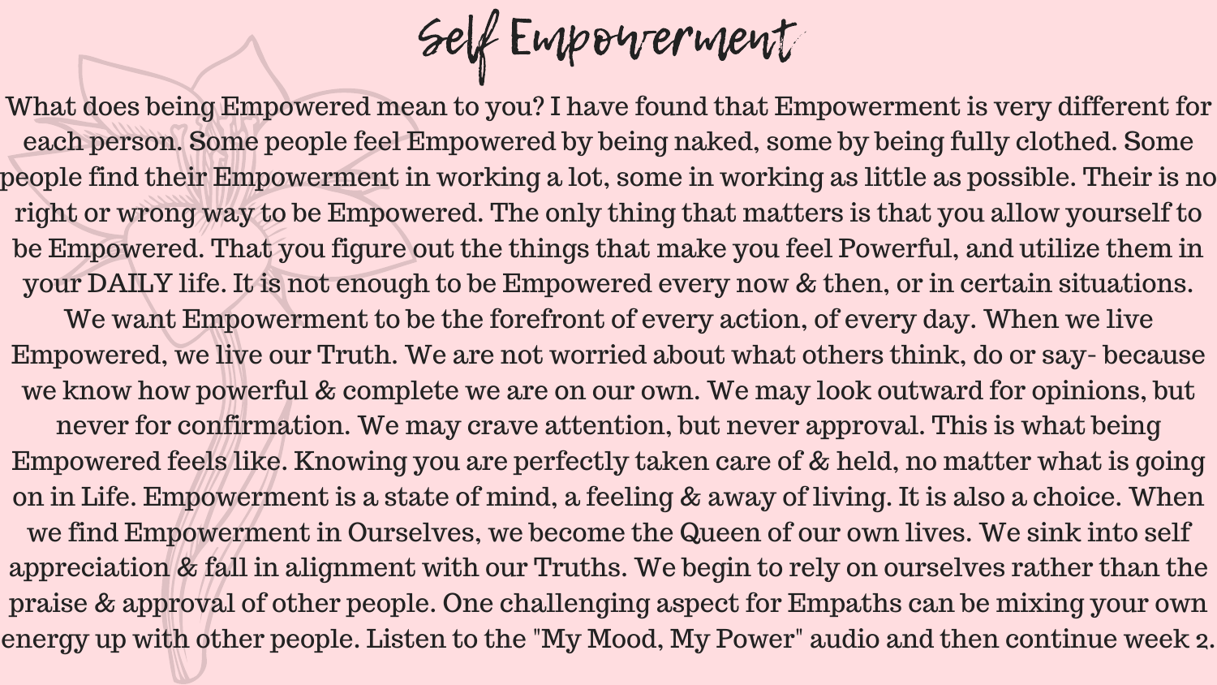# Self Empowerment

What does being Empowered mean to you? I have found that Empowerment is very different for each person. Some people feel Empowered by being naked, some by being fully clothed. Some people find their Empowerment in working a lot, some in working as little as possible. Their is no right or wrong way to be Empowered. The only thing that matters is that you allow yourself to be Empowered. That you figure out the things that make you feel Powerful, and utilize them in your DAILY life. It is not enough to be Empowered every now & then, or in certain situations. We want Empowerment to be the forefront of every action, of every day. When we live Empowered, we live our Truth. We are not worried about what others think, do or say- because we know how powerful & complete we are on our own. We may look outward for opinions, but never for confirmation. We may crave attention, but never approval. This is what being Empowered feels like. Knowing you are perfectly taken care of & held, no matter what is going on in Life. Empowerment is a state of mind, a feeling & away of living. It is also a choice. When we find Empowerment in Ourselves, we become the Queen of our own lives. We sink into self appreciation & fall in alignment with our Truths. We begin to rely on ourselves rather than the praise & approval of other people. One challenging aspect for Empaths can be mixing your own energy up with other people. Listen to the "My Mood, My Power" audio and then continue week 2.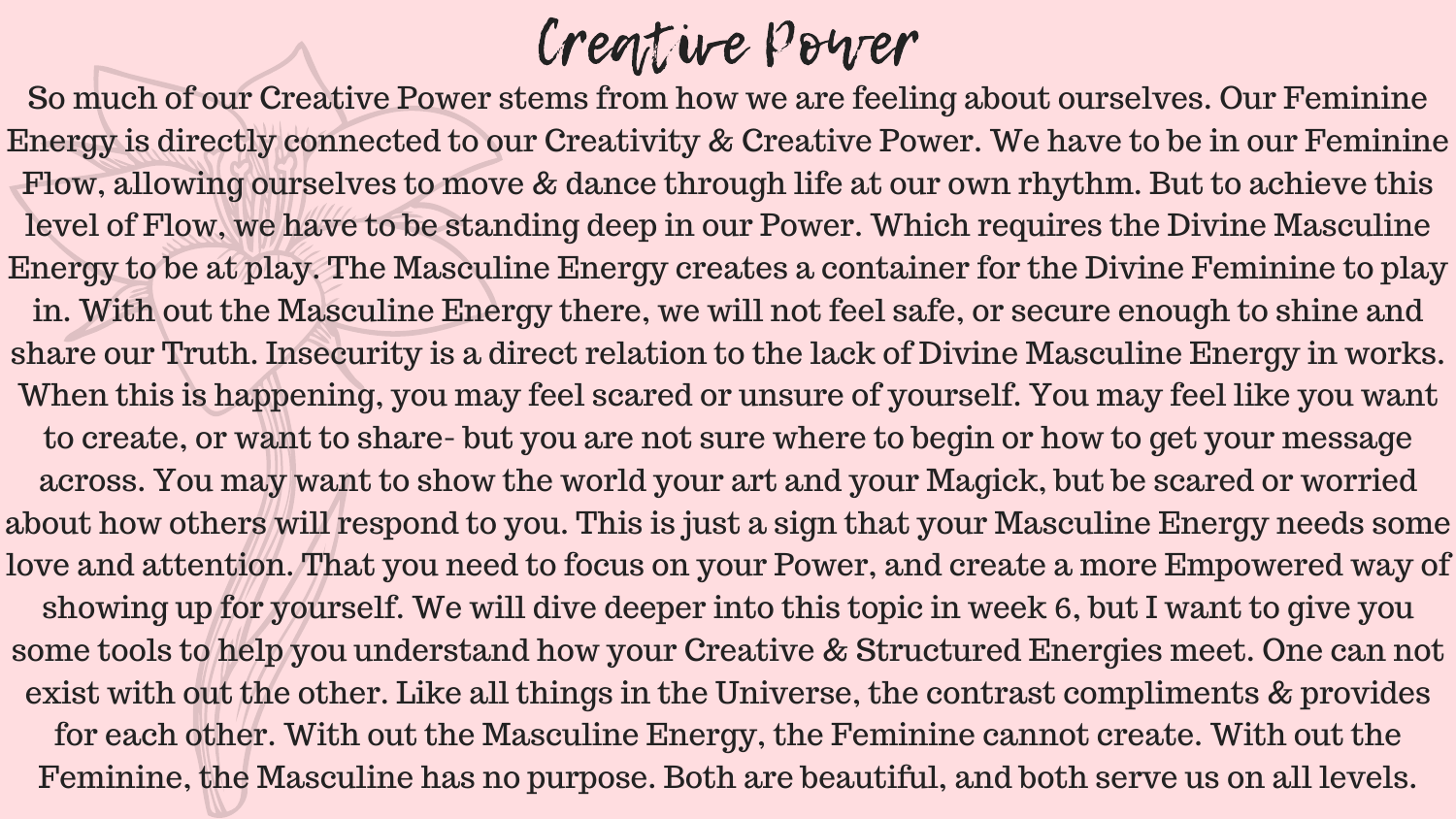# Creative Power

So much of our Creative Power stems from how we are feeling about ourselves. Our Feminine Energy is directly connected to our Creativity & Creative Power. We have to be in our Feminine Flow, allowing ourselves to move & dance through life at our own rhythm. But to achieve this level of Flow, we have to be standing deep in our Power. Which requires the Divine Masculine Energy to be at play. The Masculine Energy creates a container for the Divine Feminine to play in. With out the Masculine Energy there, we will not feel safe, or secure enough to shine and share our Truth. Insecurity is a direct relation to the lack of Divine Masculine Energy in works. When this is happening, you may feel scared or unsure of yourself. You may feel like you want to create, or want to share- but you are not sure where to begin or how to get your message across. You may want to show the world your art and your Magick, but be scared or worried about how others will respond to you. This is just a sign that your Masculine Energy needs some love and attention. That you need to focus on your Power, and create a more Empowered way of showing up for yourself. We will dive deeper into this topic in week 6, but I want to give you some tools to help you understand how your Creative & Structured Energies meet. One can not exist with out the other. Like all things in the Universe, the contrast compliments & provides for each other. With out the Masculine Energy, the Feminine cannot create. With out the Feminine, the Masculine has no purpose. Both are beautiful, and both serve us on all levels.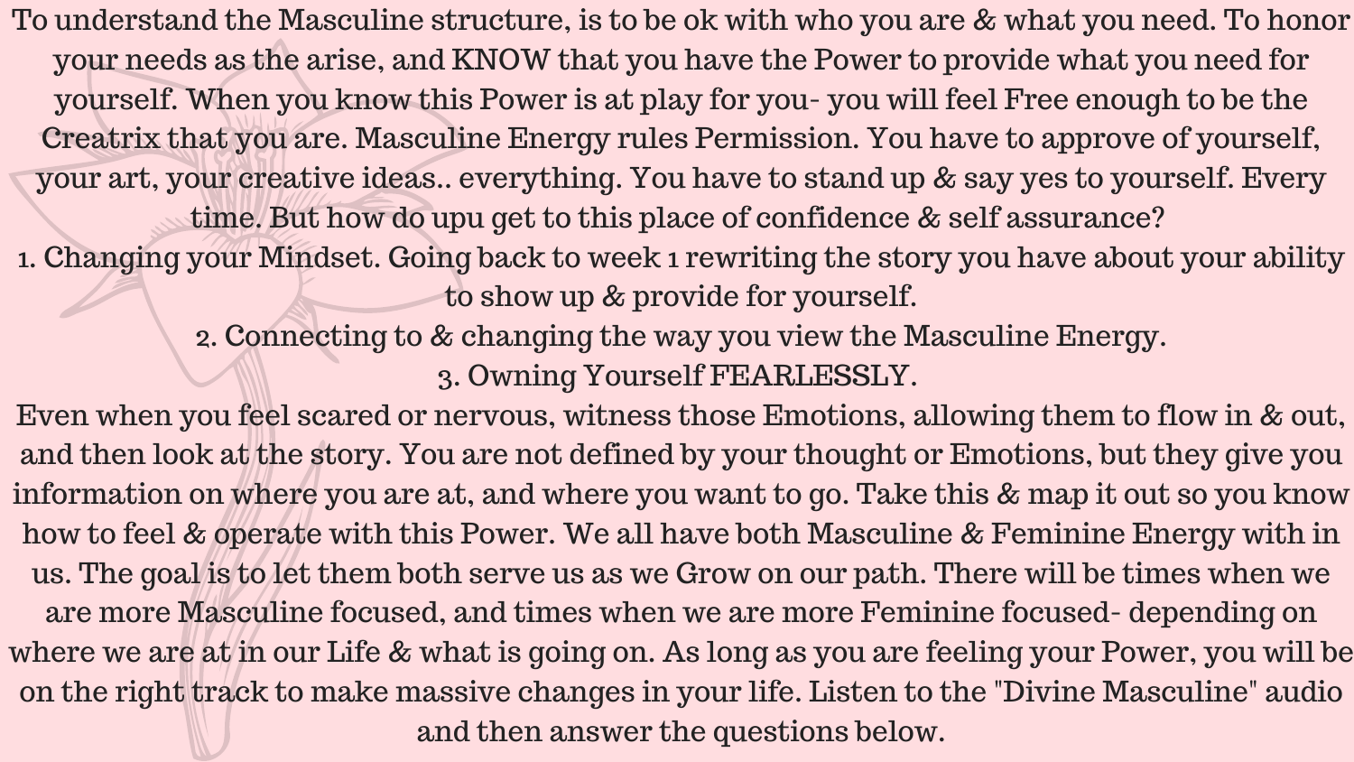To understand the Masculine structure, is to be ok with who you are & what you need. To honor your needs as the arise, and KNOW that you have the Power to provide what you need for yourself. When you know this Power is at play for you- you will feel Free enough to be the Creatrix that you are. Masculine Energy rules Permission. You have to approve of yourself, your art, your creative ideas.. everything. You have to stand up & say yes to yourself. Every time. But how do upu get to this place of confidence & self assurance?

1. Changing your Mindset. Going back to week 1 rewriting the story you have about your ability to show up & provide for yourself.
2. Connecting to & changing the way you view the Masculine Energy.
3. Owning Yourself FEARLESSLY.

Even when you feel scared or nervous, witness those Emotions, allowing them to flow in & out, and then look at the story. You are not defined by your thought or Emotions, but they give you information on where you are at, and where you want to go. Take this & map it out so you know how to feel & operate with this Power. We all have both Masculine & Feminine Energy with in us. The goal is to let them both serve us as we Grow on our path. There will be times when we are more Masculine focused, and times when we are more Feminine focused- depending on where we are at in our Life & what is going on. As long as you are feeling your Power, you will be on the right track to make massive changes in your life. Listen to the "Divine Masculine" audio and then answer the questions below.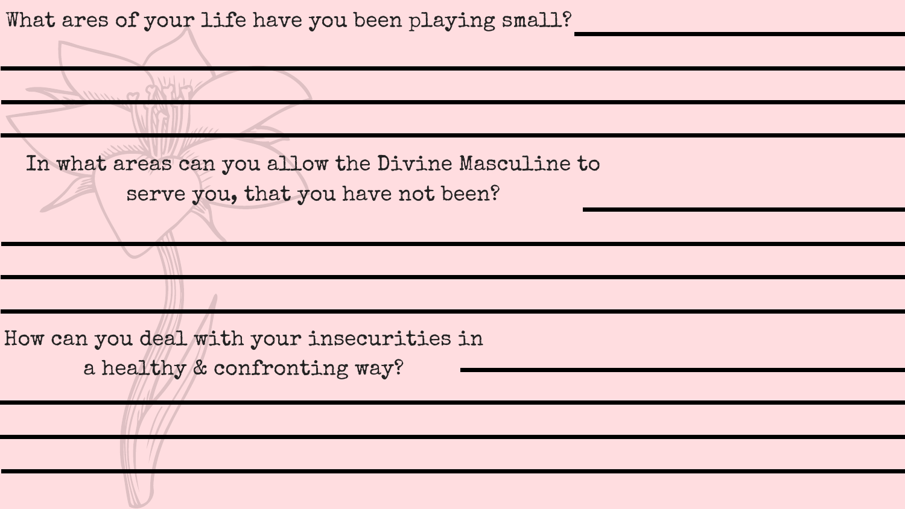What ares of your life have you been playing small? ______________________

______________________________________________________________________

______________________________________________________________________

______________________________________________________________________

In what areas can you allow the Divine Masculine to serve you, that you have not been? ______________________

______________________________________________________________________

______________________________________________________________________

______________________________________________________________________

How can you deal with your insecurities in a healthy & confronting way? ______________________

______________________________________________________________________

______________________________________________________________________

______________________________________________________________________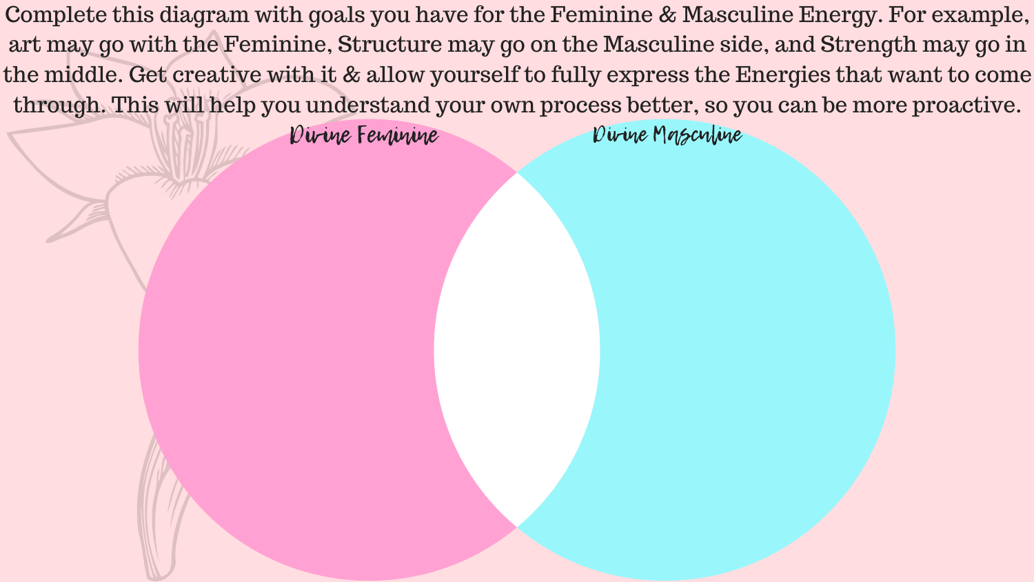Complete this diagram with goals you have for the Feminine & Masculine Energy. For example, art may go with the Feminine, Structure may go on the Masculine side, and Strength may go in the middle. Get creative with it & allow yourself to fully express the Energies that want to come through. This will help you understand your own process better, so you can be more proactive.

Divine Feminine

Divine Masculine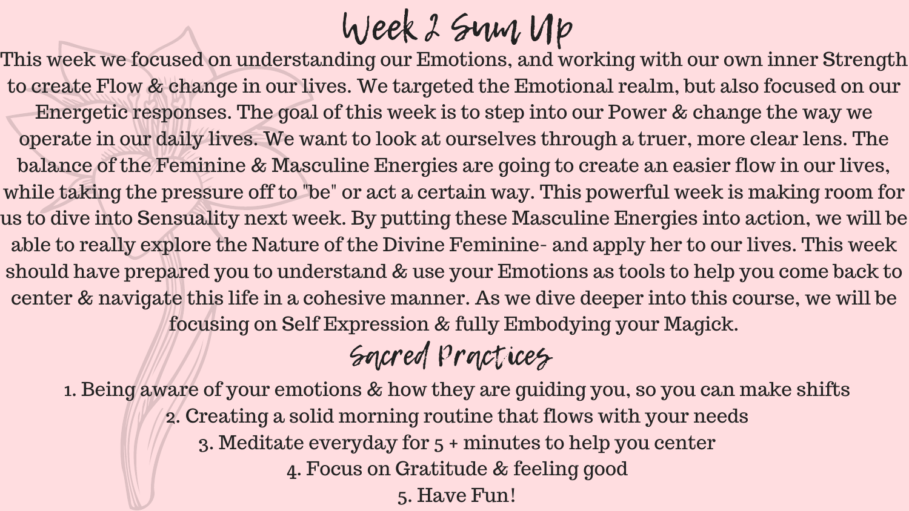# Week 2 Sum Up

This week we focused on understanding our Emotions, and working with our own inner Strength to create Flow & change in our lives. We targeted the Emotional realm, but also focused on our Energetic responses. The goal of this week is to step into our Power & change the way we operate in our daily lives. We want to look at ourselves through a truer, more clear lens. The balance of the Feminine & Masculine Energies are going to create an easier flow in our lives, while taking the pressure off to "be" or act a certain way. This powerful week is making room for us to dive into Sensuality next week. By putting these Masculine Energies into action, we will be able to really explore the Nature of the Divine Feminine- and apply her to our lives. This week should have prepared you to understand & use your Emotions as tools to help you come back to center & navigate this life in a cohesive manner. As we dive deeper into this course, we will be focusing on Self Expression & fully Embodying your Magick.

## Sacred Practices

1. Being aware of your emotions & how they are guiding you, so you can make shifts
2. Creating a solid morning routine that flows with your needs
3. Meditate everyday for 5 + minutes to help you center
4. Focus on Gratitude & feeling good
5. Have Fun!